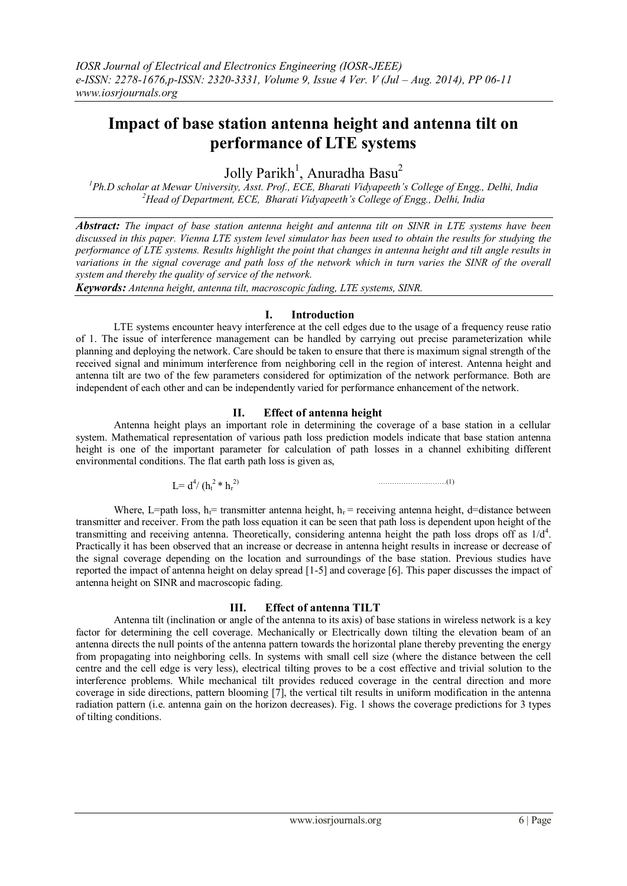# Impact of base station antenna height and antenna tilt on performance of LTE systems

Jolly Parikh[1], Anuradha Basu[2]

[1]Ph.D scholar at Mewar University, Asst. Prof., ECE, Bharati Vidyapeeth's College of Engg., Delhi, India
[2]Head of Department, ECE, Bharati Vidyapeeth's College of Engg., Delhi, India

***Abstract:*** *The impact of base station antenna height and antenna tilt on SINR in LTE systems have been discussed in this paper. Vienna LTE system level simulator has been used to obtain the results for studying the performance of LTE systems. Results highlight the point that changes in antenna height and tilt angle results in variations in the signal coverage and path loss of the network which in turn varies the SINR of the overall system and thereby the quality of service of the network.*

***Keywords:*** *Antenna height, antenna tilt, macroscopic fading, LTE systems, SINR.*

## I. Introduction

LTE systems encounter heavy interference at the cell edges due to the usage of a frequency reuse ratio of 1. The issue of interference management can be handled by carrying out precise parameterization while planning and deploying the network. Care should be taken to ensure that there is maximum signal strength of the received signal and minimum interference from neighboring cell in the region of interest. Antenna height and antenna tilt are two of the few parameters considered for optimization of the network performance. Both are independent of each other and can be independently varied for performance enhancement of the network.

## II. Effect of antenna height

Antenna height plays an important role in determining the coverage of a base station in a cellular system. Mathematical representation of various path loss prediction models indicate that base station antenna height is one of the important parameter for calculation of path losses in a channel exhibiting different environmental conditions. The flat earth path loss is given as,

$$L = d^4 / (h_t^2 * h_r^2) \qquad \text{.............................(1)}$$

Where, L=path loss, $h_t$= transmitter antenna height, $h_r$ = receiving antenna height, d=distance between transmitter and receiver. From the path loss equation it can be seen that path loss is dependent upon height of the transmitting and receiving antenna. Theoretically, considering antenna height the path loss drops off as $1/d^4$. Practically it has been observed that an increase or decrease in antenna height results in increase or decrease of the signal coverage depending on the location and surroundings of the base station. Previous studies have reported the impact of antenna height on delay spread [1-5] and coverage [6]. This paper discusses the impact of antenna height on SINR and macroscopic fading.

## III. Effect of antenna TILT

Antenna tilt (inclination or angle of the antenna to its axis) of base stations in wireless network is a key factor for determining the cell coverage. Mechanically or Electrically down tilting the elevation beam of an antenna directs the null points of the antenna pattern towards the horizontal plane thereby preventing the energy from propagating into neighboring cells. In systems with small cell size (where the distance between the cell centre and the cell edge is very less), electrical tilting proves to be a cost effective and trivial solution to the interference problems. While mechanical tilt provides reduced coverage in the central direction and more coverage in side directions, pattern blooming [7], the vertical tilt results in uniform modification in the antenna radiation pattern (i.e. antenna gain on the horizon decreases). Fig. 1 shows the coverage predictions for 3 types of tilting conditions.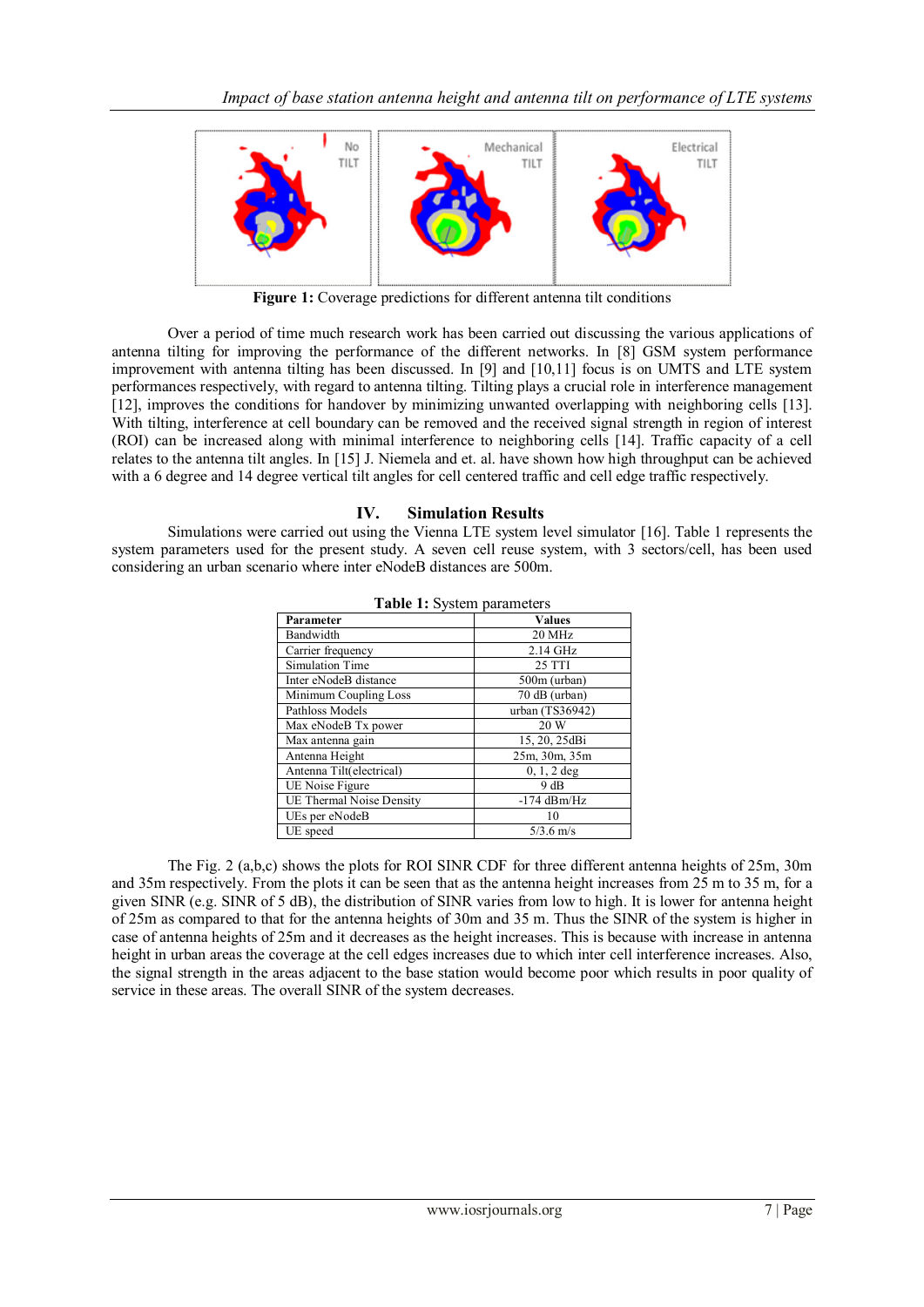**Figure 1:** Coverage predictions for different antenna tilt conditions

Over a period of time much research work has been carried out discussing the various applications of antenna tilting for improving the performance of the different networks. In [8] GSM system performance improvement with antenna tilting has been discussed. In [9] and [10,11] focus is on UMTS and LTE system performances respectively, with regard to antenna tilting. Tilting plays a crucial role in interference management [12], improves the conditions for handover by minimizing unwanted overlapping with neighboring cells [13]. With tilting, interference at cell boundary can be removed and the received signal strength in region of interest (ROI) can be increased along with minimal interference to neighboring cells [14]. Traffic capacity of a cell relates to the antenna tilt angles. In [15] J. Niemela and et. al. have shown how high throughput can be achieved with a 6 degree and 14 degree vertical tilt angles for cell centered traffic and cell edge traffic respectively.

## IV. Simulation Results

Simulations were carried out using the Vienna LTE system level simulator [16]. Table 1 represents the system parameters used for the present study. A seven cell reuse system, with 3 sectors/cell, has been used considering an urban scenario where inter eNodeB distances are 500m.

**Table 1:** System parameters

| Parameter | Values |
|---|---|
| Bandwidth | 20 MHz |
| Carrier frequency | 2.14 GHz |
| Simulation Time | 25 TTI |
| Inter eNodeB distance | 500m (urban) |
| Minimum Coupling Loss | 70 dB (urban) |
| Pathloss Models | urban (TS36942) |
| Max eNodeB Tx power | 20 W |
| Max antenna gain | 15, 20, 25dBi |
| Antenna Height | 25m, 30m, 35m |
| Antenna Tilt(electrical) | 0, 1, 2 deg |
| UE Noise Figure | 9 dB |
| UE Thermal Noise Density | -174 dBm/Hz |
| UEs per eNodeB | 10 |
| UE speed | 5/3.6 m/s |

The Fig. 2 (a,b,c) shows the plots for ROI SINR CDF for three different antenna heights of 25m, 30m and 35m respectively. From the plots it can be seen that as the antenna height increases from 25 m to 35 m, for a given SINR (e.g. SINR of 5 dB), the distribution of SINR varies from low to high. It is lower for antenna height of 25m as compared to that for the antenna heights of 30m and 35 m. Thus the SINR of the system is higher in case of antenna heights of 25m and it decreases as the height increases. This is because with increase in antenna height in urban areas the coverage at the cell edges increases due to which inter cell interference increases. Also, the signal strength in the areas adjacent to the base station would become poor which results in poor quality of service in these areas. The overall SINR of the system decreases.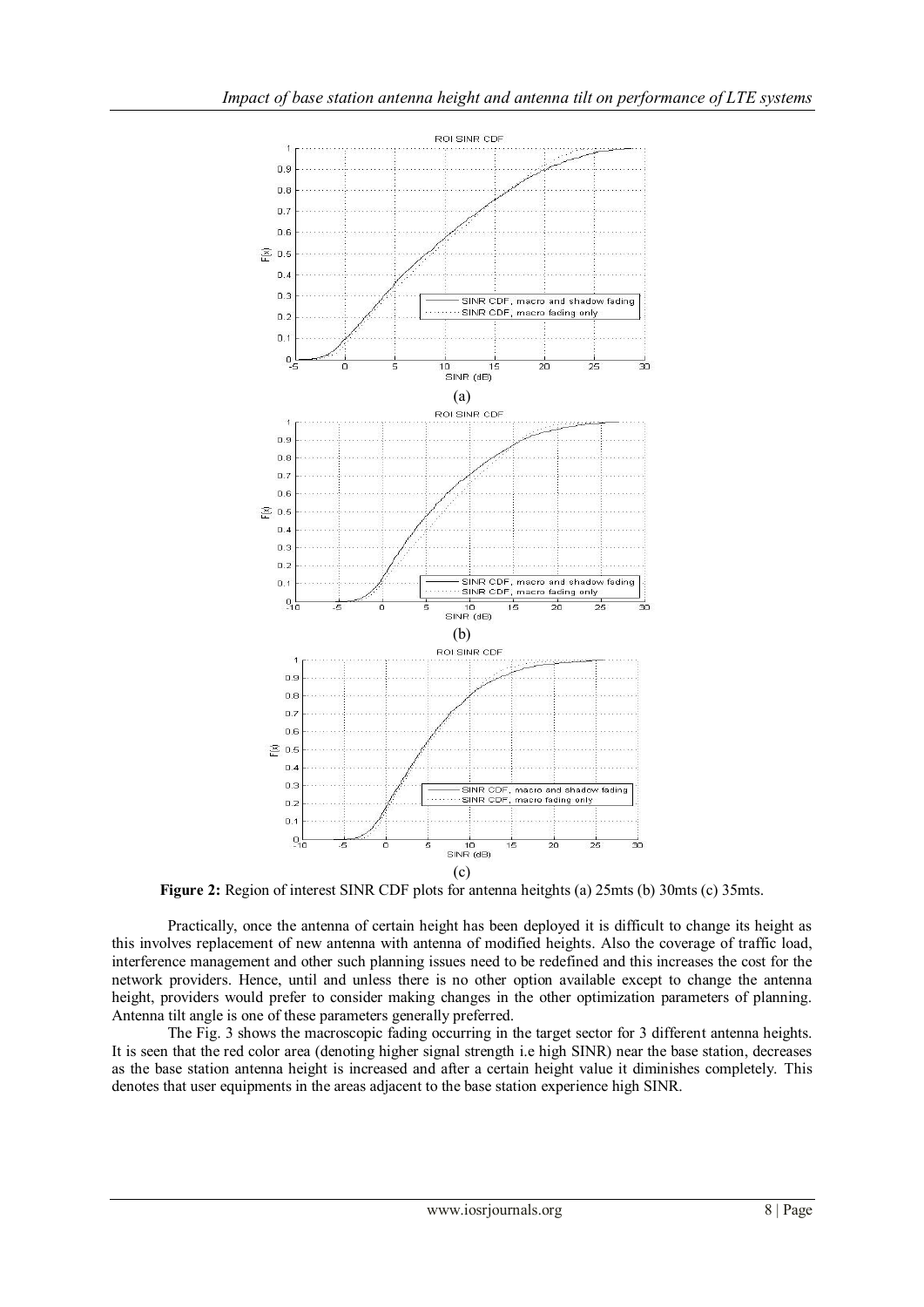**Figure 2:** Region of interest SINR CDF plots for antenna heitghts (a) 25mts (b) 30mts (c) 35mts.

Practically, once the antenna of certain height has been deployed it is difficult to change its height as this involves replacement of new antenna with antenna of modified heights. Also the coverage of traffic load, interference management and other such planning issues need to be redefined and this increases the cost for the network providers. Hence, until and unless there is no other option available except to change the antenna height, providers would prefer to consider making changes in the other optimization parameters of planning. Antenna tilt angle is one of these parameters generally preferred.

The Fig. 3 shows the macroscopic fading occurring in the target sector for 3 different antenna heights. It is seen that the red color area (denoting higher signal strength i.e high SINR) near the base station, decreases as the base station antenna height is increased and after a certain height value it diminishes completely. This denotes that user equipments in the areas adjacent to the base station experience high SINR.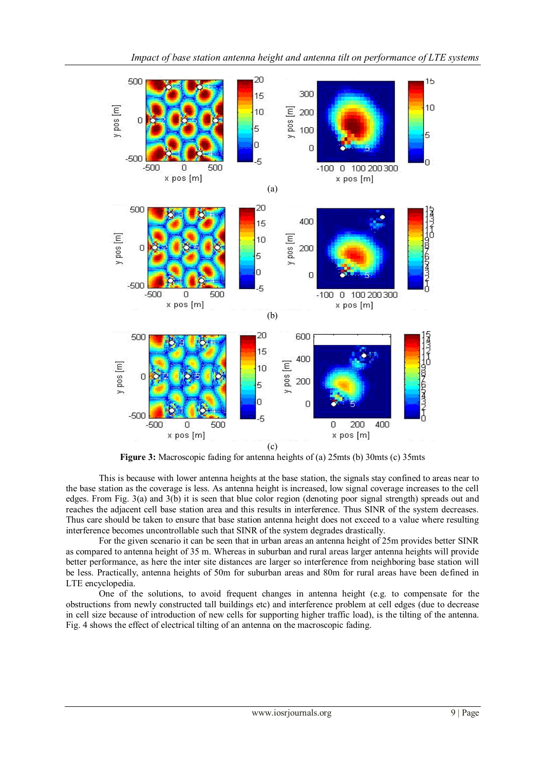**Figure 3:** Macroscopic fading for antenna heights of (a) 25mts (b) 30mts (c) 35mts

This is because with lower antenna heights at the base station, the signals stay confined to areas near to the base station as the coverage is less. As antenna height is increased, low signal coverage increases to the cell edges. From Fig. 3(a) and 3(b) it is seen that blue color region (denoting poor signal strength) spreads out and reaches the adjacent cell base station area and this results in interference. Thus SINR of the system decreases. Thus care should be taken to ensure that base station antenna height does not exceed to a value where resulting interference becomes uncontrollable such that SINR of the system degrades drastically.

For the given scenario it can be seen that in urban areas an antenna height of 25m provides better SINR as compared to antenna height of 35 m. Whereas in suburban and rural areas larger antenna heights will provide better performance, as here the inter site distances are larger so interference from neighboring base station will be less. Practically, antenna heights of 50m for suburban areas and 80m for rural areas have been defined in LTE encyclopedia.

One of the solutions, to avoid frequent changes in antenna height (e.g. to compensate for the obstructions from newly constructed tall buildings etc) and interference problem at cell edges (due to decrease in cell size because of introduction of new cells for supporting higher traffic load), is the tilting of the antenna. Fig. 4 shows the effect of electrical tilting of an antenna on the macroscopic fading.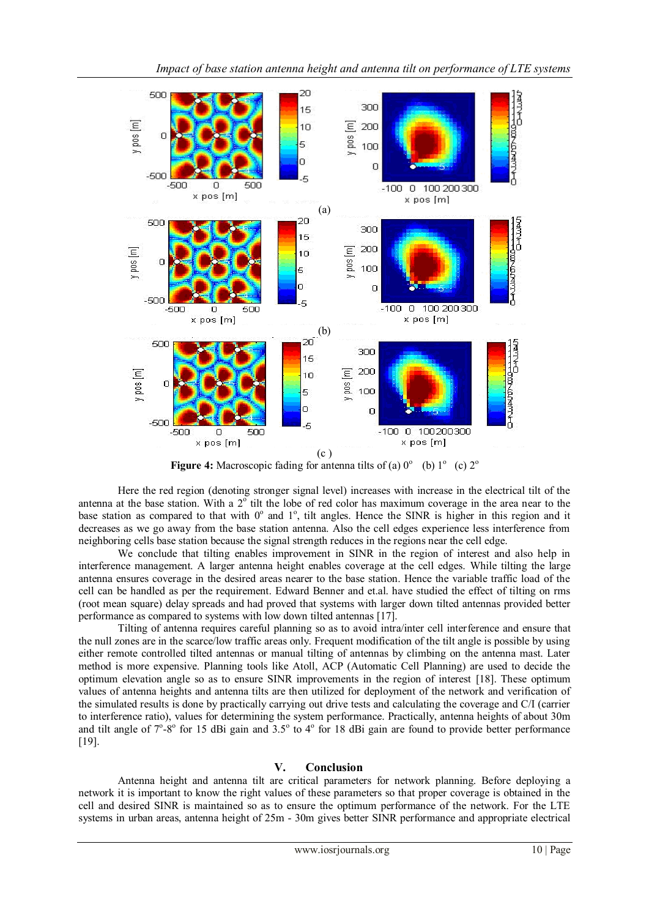**Figure 4:** Macroscopic fading for antenna tilts of (a) 0° (b) 1° (c) 2°

Here the red region (denoting stronger signal level) increases with increase in the electrical tilt of the antenna at the base station. With a 2° tilt the lobe of red color has maximum coverage in the area near to the base station as compared to that with 0° and 1°, tilt angles. Hence the SINR is higher in this region and it decreases as we go away from the base station antenna. Also the cell edges experience less interference from neighboring cells base station because the signal strength reduces in the regions near the cell edge.

We conclude that tilting enables improvement in SINR in the region of interest and also help in interference management. A larger antenna height enables coverage at the cell edges. While tilting the large antenna ensures coverage in the desired areas nearer to the base station. Hence the variable traffic load of the cell can be handled as per the requirement. Edward Benner and et.al. have studied the effect of tilting on rms (root mean square) delay spreads and had proved that systems with larger down tilted antennas provided better performance as compared to systems with low down tilted antennas [17].

Tilting of antenna requires careful planning so as to avoid intra/inter cell interference and ensure that the null zones are in the scarce/low traffic areas only. Frequent modification of the tilt angle is possible by using either remote controlled tilted antennas or manual tilting of antennas by climbing on the antenna mast. Later method is more expensive. Planning tools like Atoll, ACP (Automatic Cell Planning) are used to decide the optimum elevation angle so as to ensure SINR improvements in the region of interest [18]. These optimum values of antenna heights and antenna tilts are then utilized for deployment of the network and verification of the simulated results is done by practically carrying out drive tests and calculating the coverage and C/I (carrier to interference ratio), values for determining the system performance. Practically, antenna heights of about 30m and tilt angle of 7°-8° for 15 dBi gain and 3.5° to 4° for 18 dBi gain are found to provide better performance [19].

## V. Conclusion

Antenna height and antenna tilt are critical parameters for network planning. Before deploying a network it is important to know the right values of these parameters so that proper coverage is obtained in the cell and desired SINR is maintained so as to ensure the optimum performance of the network. For the LTE systems in urban areas, antenna height of 25m - 30m gives better SINR performance and appropriate electrical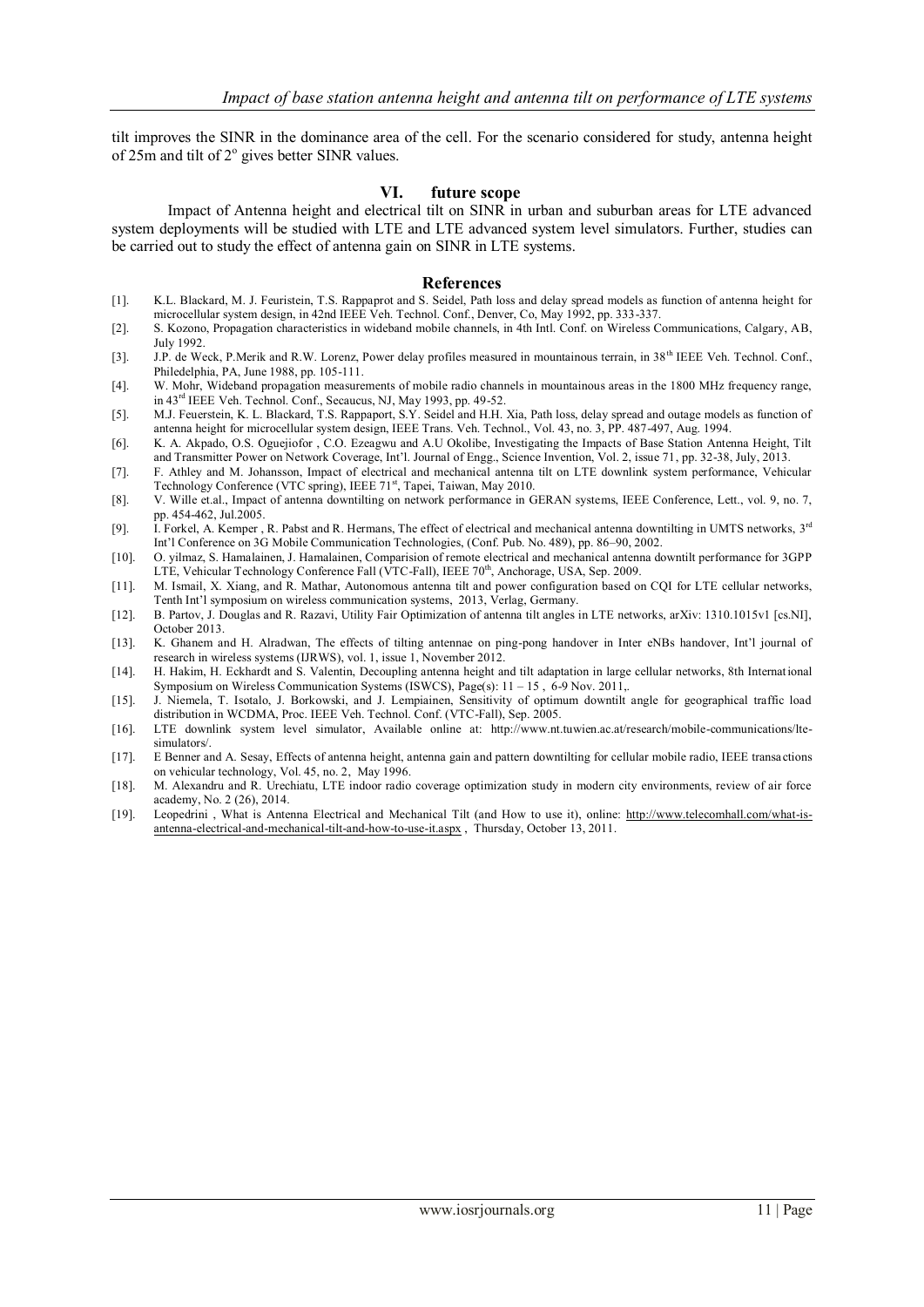tilt improves the SINR in the dominance area of the cell. For the scenario considered for study, antenna height of 25m and tilt of $2^o$ gives better SINR values.

## VI. future scope

Impact of Antenna height and electrical tilt on SINR in urban and suburban areas for LTE advanced system deployments will be studied with LTE and LTE advanced system level simulators. Further, studies can be carried out to study the effect of antenna gain on SINR in LTE systems.

## References

[1]. K.L. Blackard, M. J. Feuristein, T.S. Rappaprot and S. Seidel, Path loss and delay spread models as function of antenna height for microcellular system design, in 42nd IEEE Veh. Technol. Conf., Denver, Co, May 1992, pp. 333-337.

[2]. S. Kozono, Propagation characteristics in wideband mobile channels, in 4th Intl. Conf. on Wireless Communications, Calgary, AB, July 1992.

[3]. J.P. de Weck, P.Merik and R.W. Lorenz, Power delay profiles measured in mountainous terrain, in 38th IEEE Veh. Technol. Conf., Philedelphia, PA, June 1988, pp. 105-111.

[4]. W. Mohr, Wideband propagation measurements of mobile radio channels in mountainous areas in the 1800 MHz frequency range, in 43rd IEEE Veh. Technol. Conf., Secaucus, NJ, May 1993, pp. 49-52.

[5]. M.J. Feuerstein, K. L. Blackard, T.S. Rappaport, S.Y. Seidel and H.H. Xia, Path loss, delay spread and outage models as function of antenna height for microcellular system design, IEEE Trans. Veh. Technol., Vol. 43, no. 3, PP. 487-497, Aug. 1994.

[6]. K. A. Akpado, O.S. Oguejiofor , C.O. Ezeagwu and A.U Okolibe, Investigating the Impacts of Base Station Antenna Height, Tilt and Transmitter Power on Network Coverage, Int'l. Journal of Engg., Science Invention, Vol. 2, issue 71, pp. 32-38, July, 2013.

[7]. F. Athley and M. Johansson, Impact of electrical and mechanical antenna tilt on LTE downlink system performance, Vehicular Technology Conference (VTC spring), IEEE 71st, Tapei, Taiwan, May 2010.

[8]. V. Wille et.al., Impact of antenna downtilting on network performance in GERAN systems, IEEE Conference, Lett., vol. 9, no. 7, pp. 454-462, Jul.2005.

[9]. I. Forkel, A. Kemper , R. Pabst and R. Hermans, The effect of electrical and mechanical antenna downtilting in UMTS networks, 3rd Int'l Conference on 3G Mobile Communication Technologies, (Conf. Pub. No. 489), pp. 86–90, 2002.

[10]. O. yilmaz, S. Hamalainen, J. Hamalainen, Comparision of remote electrical and mechanical antenna downtilt performance for 3GPP LTE, Vehicular Technology Conference Fall (VTC-Fall), IEEE 70th, Anchorage, USA, Sep. 2009.

[11]. M. Ismail, X. Xiang, and R. Mathar, Autonomous antenna tilt and power configuration based on CQI for LTE cellular networks, Tenth Int'l symposium on wireless communication systems, 2013, Verlag, Germany.

[12]. B. Partov, J. Douglas and R. Razavi, Utility Fair Optimization of antenna tilt angles in LTE networks, arXiv: 1310.1015v1 [cs.NI], October 2013.

[13]. K. Ghanem and H. Alradwan, The effects of tilting antennae on ping-pong handover in Inter eNBs handover, Int'l journal of research in wireless systems (IJRWS), vol. 1, issue 1, November 2012.

[14]. H. Hakim, H. Eckhardt and S. Valentin, Decoupling antenna height and tilt adaptation in large cellular networks, 8th International Symposium on Wireless Communication Systems (ISWCS), Page(s): 11 – 15 , 6-9 Nov. 2011,.

[15]. J. Niemela, T. Isotalo, J. Borkowski, and J. Lempiainen, Sensitivity of optimum downtilt angle for geographical traffic load distribution in WCDMA, Proc. IEEE Veh. Technol. Conf. (VTC-Fall), Sep. 2005.

[16]. LTE downlink system level simulator, Available online at: http://www.nt.tuwien.ac.at/research/mobile-communications/lte-simulators/.

[17]. E Benner and A. Sesay, Effects of antenna height, antenna gain and pattern downtilting for cellular mobile radio, IEEE transactions on vehicular technology, Vol. 45, no. 2, May 1996.

[18]. M. Alexandru and R. Urechiatu, LTE indoor radio coverage optimization study in modern city environments, review of air force academy, No. 2 (26), 2014.

[19]. Leopedrini , What is Antenna Electrical and Mechanical Tilt (and How to use it), online: http://www.telecomhall.com/what-is-antenna-electrical-and-mechanical-tilt-and-how-to-use-it.aspx , Thursday, October 13, 2011.